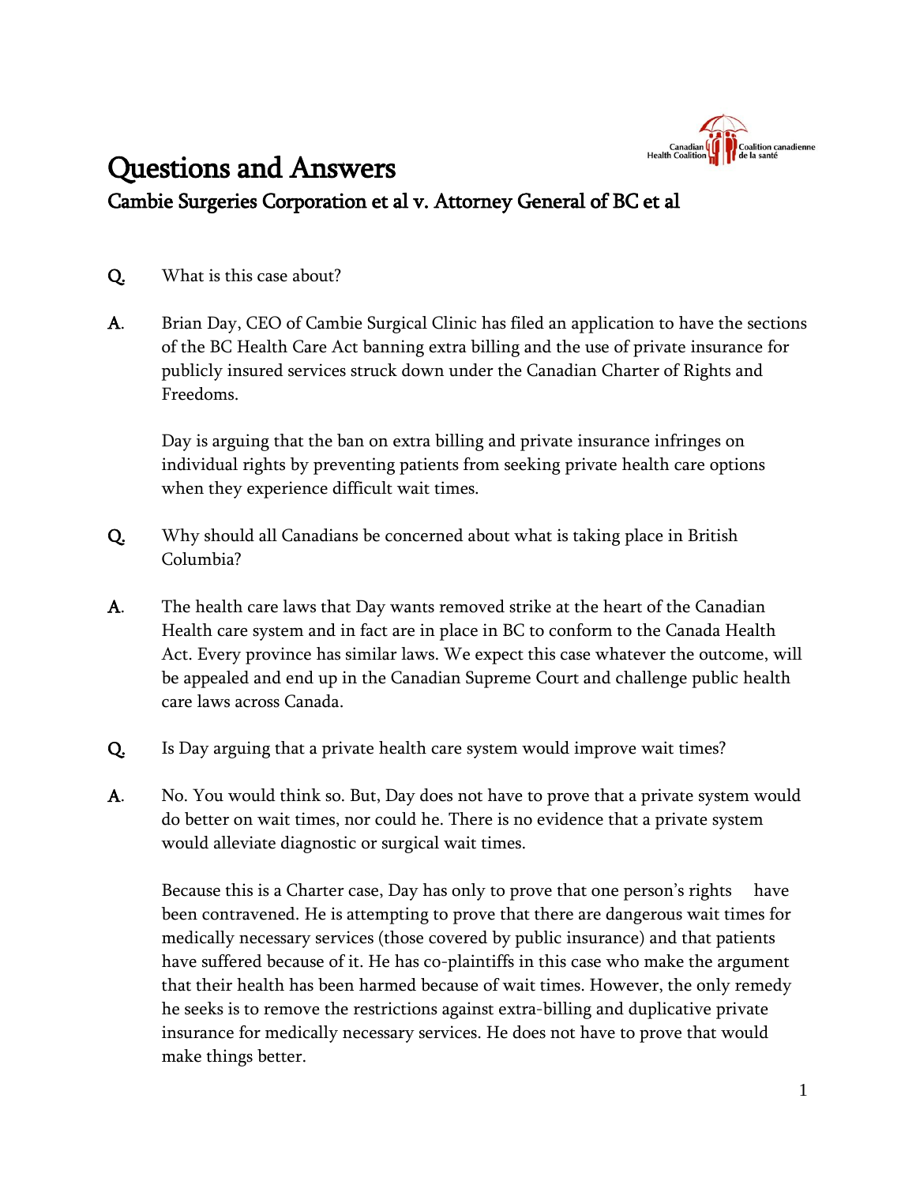# Questions and Answers

## Cambie Surgeries Corporation et al v. Attorney General of BC et al

**Q.** What is this case about?

**A.** Brian Day, CEO of Cambie Surgical Clinic has filed an application to have the sections of the BC Health Care Act banning extra billing and the use of private insurance for publicly insured services struck down under the Canadian Charter of Rights and Freedoms.

Day is arguing that the ban on extra billing and private insurance infringes on individual rights by preventing patients from seeking private health care options when they experience difficult wait times.

**Q.** Why should all Canadians be concerned about what is taking place in British Columbia?

**A.** The health care laws that Day wants removed strike at the heart of the Canadian Health care system and in fact are in place in BC to conform to the Canada Health Act. Every province has similar laws. We expect this case whatever the outcome, will be appealed and end up in the Canadian Supreme Court and challenge public health care laws across Canada.

**Q.** Is Day arguing that a private health care system would improve wait times?

**A.** No. You would think so. But, Day does not have to prove that a private system would do better on wait times, nor could he. There is no evidence that a private system would alleviate diagnostic or surgical wait times.

Because this is a Charter case, Day has only to prove that one person's rights have been contravened. He is attempting to prove that there are dangerous wait times for medically necessary services (those covered by public insurance) and that patients have suffered because of it. He has co-plaintiffs in this case who make the argument that their health has been harmed because of wait times. However, the only remedy he seeks is to remove the restrictions against extra-billing and duplicative private insurance for medically necessary services. He does not have to prove that would make things better.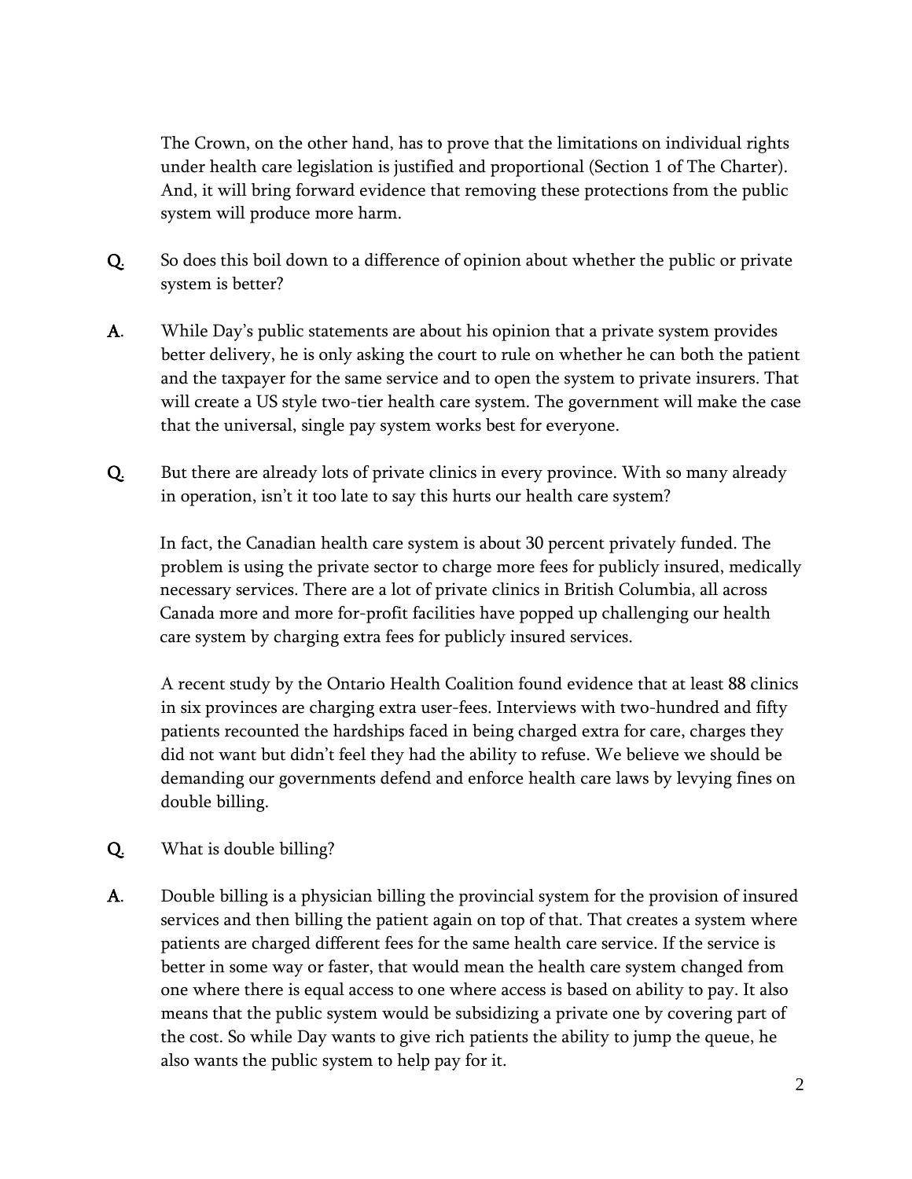The Crown, on the other hand, has to prove that the limitations on individual rights under health care legislation is justified and proportional (Section 1 of The Charter). And, it will bring forward evidence that removing these protections from the public system will produce more harm.

**Q.** So does this boil down to a difference of opinion about whether the public or private system is better?

**A.** While Day's public statements are about his opinion that a private system provides better delivery, he is only asking the court to rule on whether he can both the patient and the taxpayer for the same service and to open the system to private insurers. That will create a US style two-tier health care system. The government will make the case that the universal, single pay system works best for everyone.

**Q.** But there are already lots of private clinics in every province. With so many already in operation, isn't it too late to say this hurts our health care system?

In fact, the Canadian health care system is about 30 percent privately funded. The problem is using the private sector to charge more fees for publicly insured, medically necessary services. There are a lot of private clinics in British Columbia, all across Canada more and more for-profit facilities have popped up challenging our health care system by charging extra fees for publicly insured services.

A recent study by the Ontario Health Coalition found evidence that at least 88 clinics in six provinces are charging extra user-fees. Interviews with two-hundred and fifty patients recounted the hardships faced in being charged extra for care, charges they did not want but didn't feel they had the ability to refuse. We believe we should be demanding our governments defend and enforce health care laws by levying fines on double billing.

**Q.** What is double billing?

**A.** Double billing is a physician billing the provincial system for the provision of insured services and then billing the patient again on top of that. That creates a system where patients are charged different fees for the same health care service. If the service is better in some way or faster, that would mean the health care system changed from one where there is equal access to one where access is based on ability to pay. It also means that the public system would be subsidizing a private one by covering part of the cost. So while Day wants to give rich patients the ability to jump the queue, he also wants the public system to help pay for it.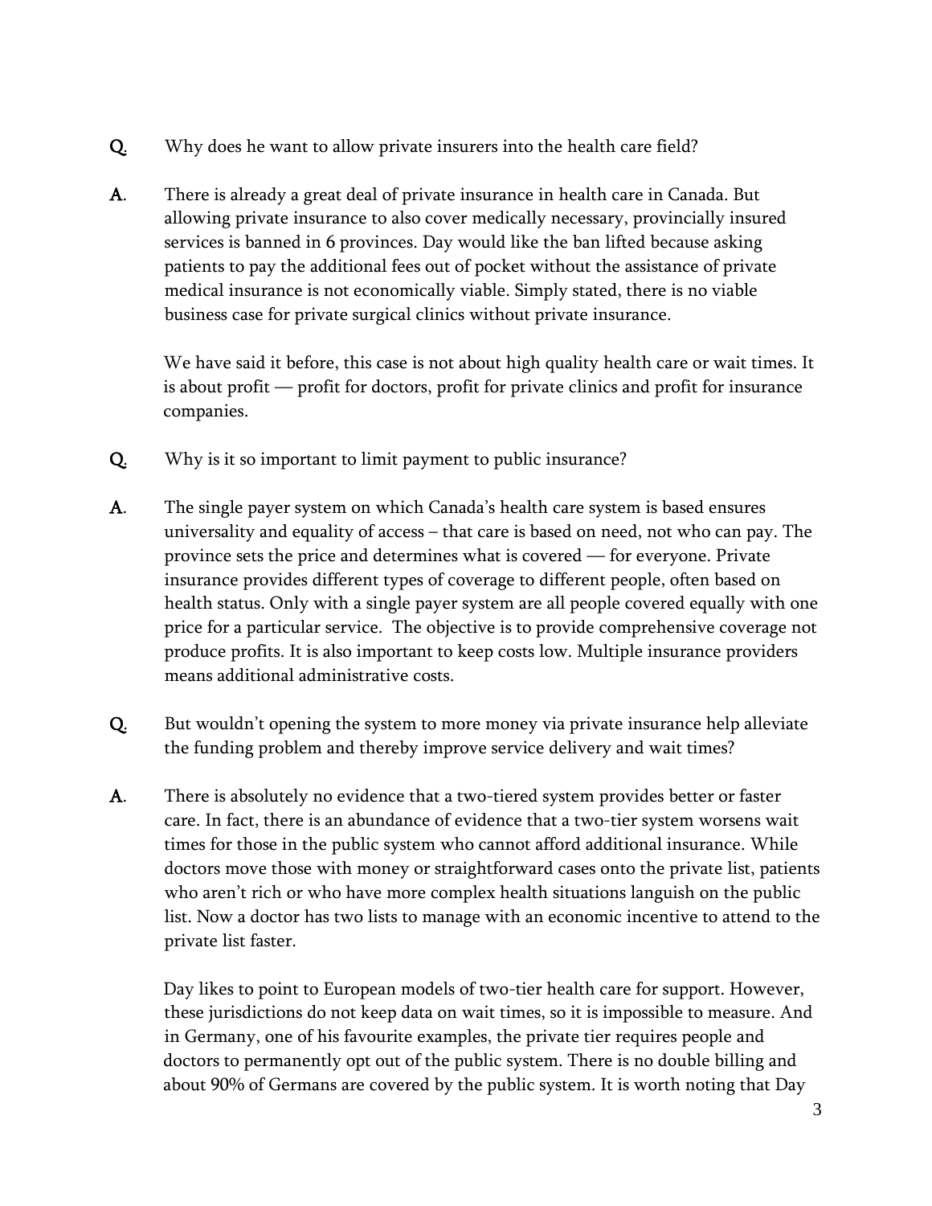**Q.** Why does he want to allow private insurers into the health care field?

**A.** There is already a great deal of private insurance in health care in Canada. But allowing private insurance to also cover medically necessary, provincially insured services is banned in 6 provinces. Day would like the ban lifted because asking patients to pay the additional fees out of pocket without the assistance of private medical insurance is not economically viable. Simply stated, there is no viable business case for private surgical clinics without private insurance.

We have said it before, this case is not about high quality health care or wait times. It is about profit — profit for doctors, profit for private clinics and profit for insurance companies.

**Q.** Why is it so important to limit payment to public insurance?

**A.** The single payer system on which Canada's health care system is based ensures universality and equality of access – that care is based on need, not who can pay. The province sets the price and determines what is covered — for everyone. Private insurance provides different types of coverage to different people, often based on health status. Only with a single payer system are all people covered equally with one price for a particular service. The objective is to provide comprehensive coverage not produce profits. It is also important to keep costs low. Multiple insurance providers means additional administrative costs.

**Q.** But wouldn't opening the system to more money via private insurance help alleviate the funding problem and thereby improve service delivery and wait times?

**A.** There is absolutely no evidence that a two-tiered system provides better or faster care. In fact, there is an abundance of evidence that a two-tier system worsens wait times for those in the public system who cannot afford additional insurance. While doctors move those with money or straightforward cases onto the private list, patients who aren't rich or who have more complex health situations languish on the public list. Now a doctor has two lists to manage with an economic incentive to attend to the private list faster.

Day likes to point to European models of two-tier health care for support. However, these jurisdictions do not keep data on wait times, so it is impossible to measure. And in Germany, one of his favourite examples, the private tier requires people and doctors to permanently opt out of the public system. There is no double billing and about 90% of Germans are covered by the public system. It is worth noting that Day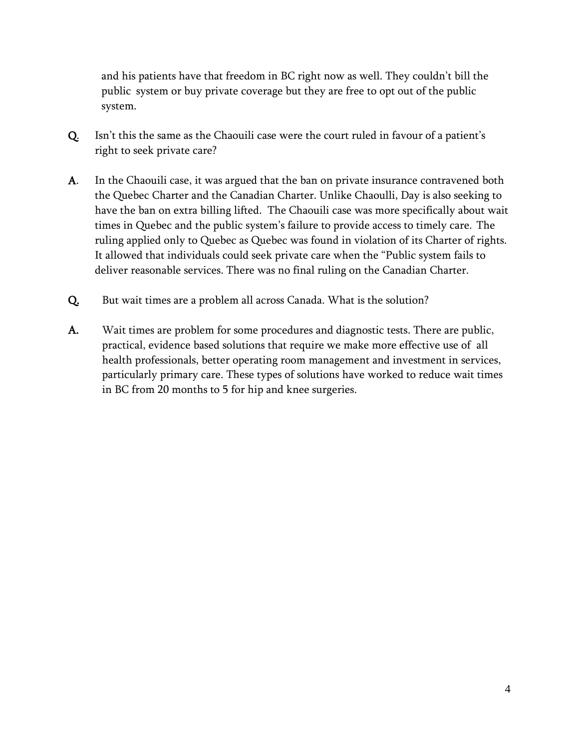and his patients have that freedom in BC right now as well. They couldn't bill the public system or buy private coverage but they are free to opt out of the public system.

**Q.** Isn't this the same as the Chaouili case were the court ruled in favour of a patient's right to seek private care?

**A.** In the Chaouili case, it was argued that the ban on private insurance contravened both the Quebec Charter and the Canadian Charter. Unlike Chaoulli, Day is also seeking to have the ban on extra billing lifted. The Chaouili case was more specifically about wait times in Quebec and the public system's failure to provide access to timely care. The ruling applied only to Quebec as Quebec was found in violation of its Charter of rights. It allowed that individuals could seek private care when the "Public system fails to deliver reasonable services. There was no final ruling on the Canadian Charter.

**Q.** But wait times are a problem all across Canada. What is the solution?

**A.** Wait times are problem for some procedures and diagnostic tests. There are public, practical, evidence based solutions that require we make more effective use of all health professionals, better operating room management and investment in services, particularly primary care. These types of solutions have worked to reduce wait times in BC from 20 months to 5 for hip and knee surgeries.